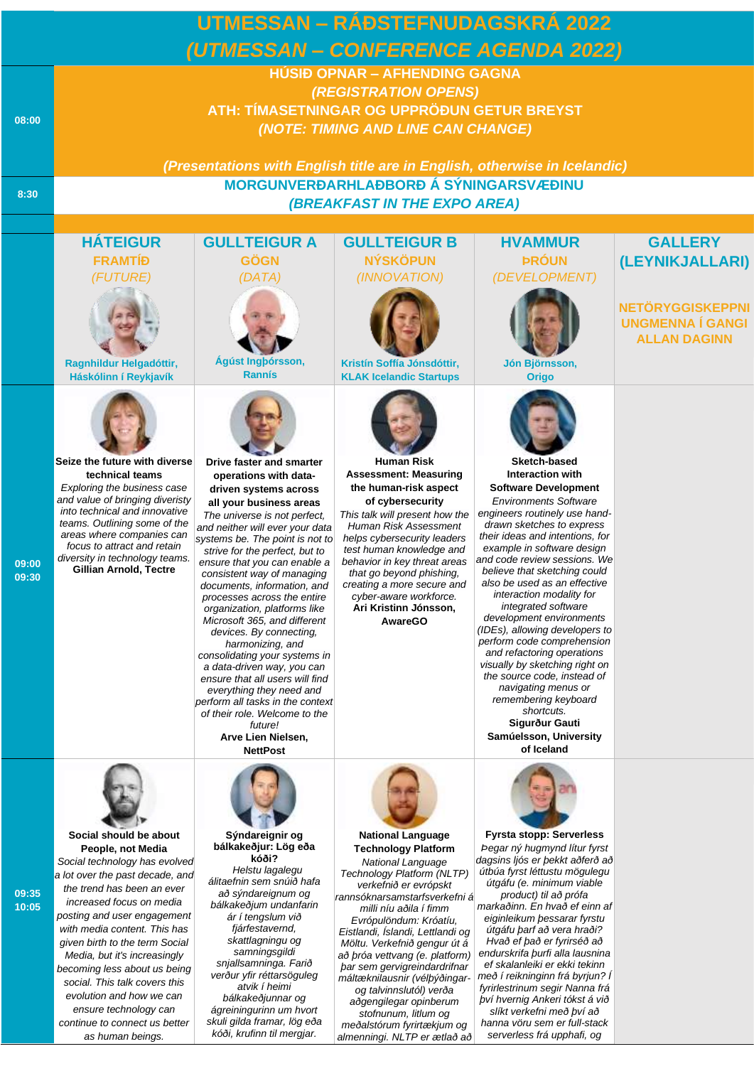# UTMESSAN – RÁÐSTEFNUDAGSKRÁ 2022

## *(UTMESSAN – CONFERENCE AGENDA 2022)*

**08:00**

**HÚSIÐ OPNAR – AFHENDING GAGNA**
***(REGISTRATION OPENS)***
**ATH: TÍMASETNINGAR OG UPPRÖÐUN GETUR BREYST**
***(NOTE: TIMING AND LINE CAN CHANGE)***

***(Presentations with English title are in English, otherwise in Icelandic)***

**8:30**

**MORGUNVERÐARHLAÐBORÐ Á SÝNINGARSVÆÐINU**
***(BREAKFAST IN THE EXPO AREA)***

| | HÁTEIGUR | GULLTEIGUR A | GULLTEIGUR B | HVAMMUR | GALLERY (LEYNIKJALLARI) |
|---|---|---|---|---|---|
| | **FRAMTÍÐ** *(FUTURE)* Ragnhildur Helgadóttir, Háskólinn í Reykjavík | **GÖGN** *(DATA)* Ágúst Ingþórsson, Rannís | **NÝSKÖPUN** *(INNOVATION)* Kristín Soffía Jónsdóttir, KLAK Icelandic Startups | **ÞRÓUN** *(DEVELOPMENT)* Jón Björnsson, Origo | **NETÖRYGGISKEPPNI UNGMENNA Í GANGI ALLAN DAGINN** |
| 09:00 09:30 | **Seize the future with diverse technical teams** *Exploring the business case and value of bringing diversity into technical and innovative teams. Outlining some of the areas where companies can focus to attract and retain diversity in technology teams.* **Gillian Arnold, Tectre** | **Drive faster and smarter operations with data-driven systems across all your business areas** *The universe is not perfect, and neither will ever your data systems be. The point is not to strive for the perfect, but to ensure that you can enable a consistent way of managing documents, information, and processes across the entire organization, platforms like Microsoft 365, and different devices. By connecting, harmonizing, and consolidating your systems in a data-driven way, you can ensure that all users will find everything they need and perform all tasks in the context of their role. Welcome to the future!* **Arve Lien Nielsen, NettPost** | **Human Risk Assessment: Measuring the human-risk aspect of cybersecurity** *This talk will present how the Human Risk Assessment helps cybersecurity leaders test human knowledge and behavior in key threat areas that go beyond phishing, creating a more secure and cyber-aware workforce.* **Ari Kristinn Jónsson, AwareGO** | **Sketch-based Interaction with Software Development** *Environments Software engineers routinely use hand-drawn sketches to express their ideas and intentions, for example in software design and code review sessions. We believe that sketching could also be used as an effective interaction modality for integrated software development environments (IDEs), allowing developers to perform code comprehension and refactoring operations visually by sketching right on the source code, instead of navigating menus or remembering keyboard shortcuts.* **Sigurður Gauti Samúelsson, University of Iceland** | |
| 09:35 10:05 | **Social should be about People, not Media** *Social technology has evolved a lot over the past decade, and the trend has been an ever increased focus on media posting and user engagement with media content. This has given birth to the term Social Media, but it's increasingly becoming less about us being social. This talk covers this evolution and how we can ensure technology can continue to connect us better as human beings.* | **Sýndareignir og bálkakeðjur: Lög eða kóði?** *Helstu lagalegu álitaefnin sem snúið hafa að sýndareignum og bálkakeðjum undanfarin ár í tengslum við fjárfestavernd, skattlagningu og samningsgildi snjallsamninga. Farið verður yfir réttarsöguleg atvik í heimi bálkakeðjunnar og ágreiningurinn um hvort skuli gilda framar, lög eða kóði, krufinn til mergjar.* | **National Language Technology Platform** *National Language Technology Platform (NLTP) verkefnið er evrópskt rannsóknarsamstarfsverkefni á milli níu aðila í fimm Evrópulöndum: Króatíu, Eistlandi, Íslandi, Lettlandi og Möltu. Verkefnið gengur út á að þróa vettvang (e. platform) þar sem gervigreindardrifnar máltæknilausnir (vélþýðingar- og talvinnslutól) verða aðgengilegar opinberum stofnunum, litlum og meðalstórum fyrirtækjum og almenningi. NLTP er ætlað að* | **Fyrsta stopp: Serverless** *Þegar ný hugmynd lítur fyrst dagsins ljós er þekkt aðferð að útbúa fyrst léttustu mögulegu útgáfu (e. minimum viable product) til að prófa markaðinn. En hvað ef einn af eiginleikum þessarar fyrstu útgáfu þarf að vera hraði? Hvað ef það er fyrirséð að endurskrifa þurfi alla lausnina ef skalanleiki er ekki tekinn með í reikninginn frá byrjun? Í fyrirlestrinum segir Nanna frá því hvernig Ankeri tókst á við slíkt verkefni með því að hanna vöru sem er full-stack serverless frá upphafi, og* | |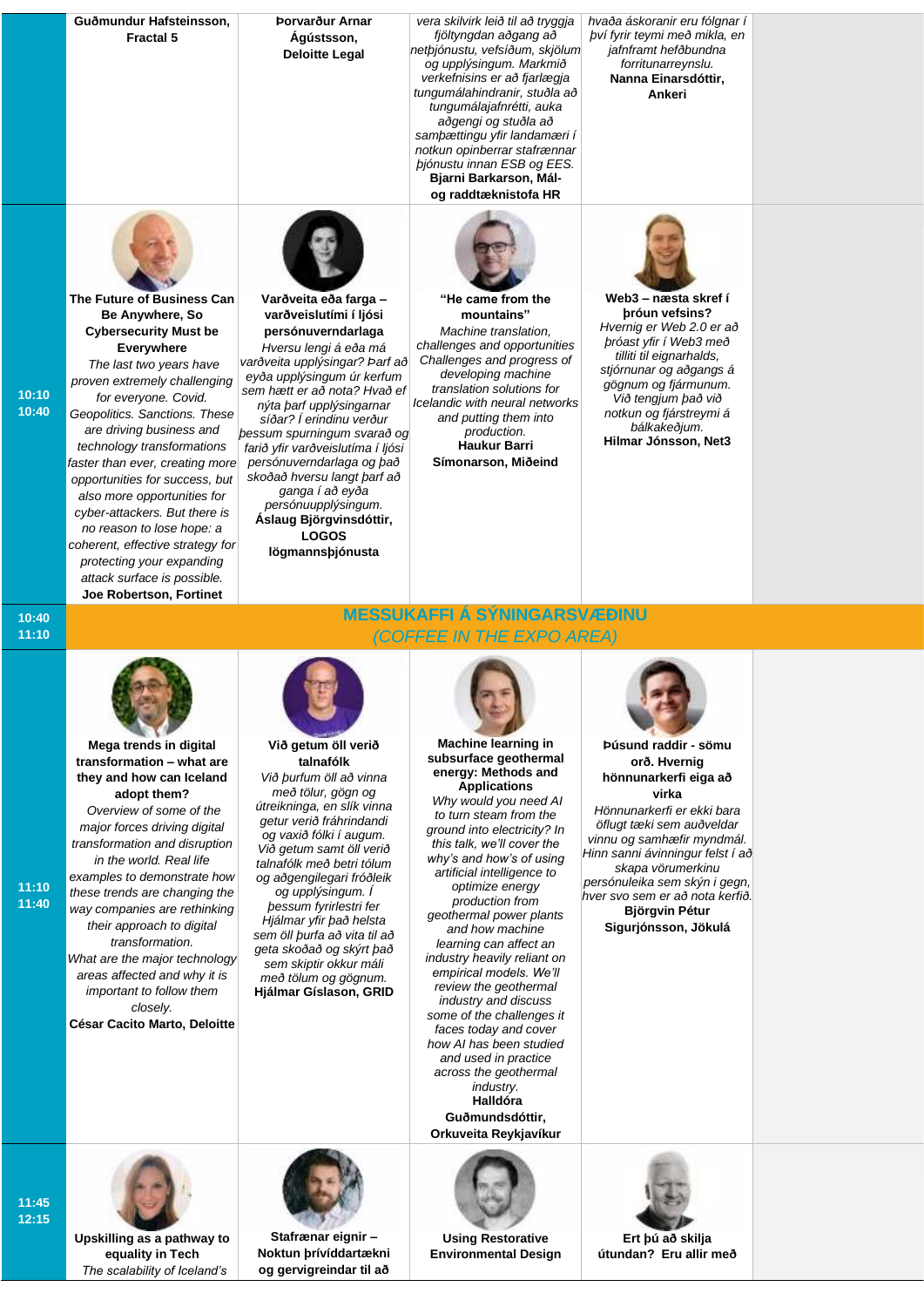| | | | | | |
|---|---|---|---|---|---|
| | **Guðmundur Hafsteinsson, Fractal 5** | **Þorvarður Arnar Ágústsson, Deloitte Legal** | *vera skilvirk leið til að tryggja fjöltyngdan aðgang að netþjónustu, vefsíðum, skjölum og upplýsingum. Markmið verkefnisins er að fjarlægja tungumálahindranir, stuðla að tungumálajafnrétti, auka aðgengi og stuðla að samþættingu yfir landamæri í notkun opinberrar stafrænnar þjónustu innan ESB og EES.* **Bjarni Barkarson, Mál- og raddtæknistofa HR** | *hvaða áskoranir eru fólgnar í því fyrir teymi með mikla, en jafnframt hefðbundna forritunarreynslu.* **Nanna Einarsdóttir, Ankeri** | |
| 10:10 10:40 | **The Future of Business Can Be Anywhere, So Cybersecurity Must be Everywhere** *The last two years have proven extremely challenging for everyone. Covid. Geopolitics. Sanctions. These are driving business and technology transformations faster than ever, creating more opportunities for success, but also more opportunities for cyber-attackers. But there is no reason to lose hope: a coherent, effective strategy for protecting your expanding attack surface is possible.* **Joe Robertson, Fortinet** | **Varðveita eða farga – varðveislutími í ljósi persónuverndarlaga** *Hversu lengi á eða má varðveita upplýsingar? Þarf að eyða upplýsingum úr kerfum sem hætt er að nota? Hvað ef nýta þarf upplýsingarnar síðar? Í erindinu verður þessum spurningum svarað og farið yfir varðveislutíma í ljósi persónuverndarlaga og það skoðað hversu langt þarf að ganga í að eyða persónuupplýsingum.* **Áslaug Björgvinsdóttir, LOGOS lögmannsþjónusta** | **"He came from the mountains"** *Machine translation, challenges and opportunities Challenges and progress of developing machine translation solutions for Icelandic with neural networks and putting them into production.* **Haukur Barri Símonarson, Miðeind** | **Web3 – næsta skref í þróun vefsins?** *Hvernig er Web 2.0 er að þróast yfir í Web3 með tilliti til eignarhalds, stjórnunar og aðgangs á gögnum og fjármunum. Við tengjum það við notkun og fjárstreymi á bálkakeðjum.* **Hilmar Jónsson, Net3** | |
| 10:40 11:10 | **MESSUKAFFI Á SÝNINGARSVÆÐINU** *(COFFEE IN THE EXPO AREA)* | | | | |
| 11:10 11:40 | **Mega trends in digital transformation – what are they and how can Iceland adopt them?** *Overview of some of the major forces driving digital transformation and disruption in the world. Real life examples to demonstrate how these trends are changing the way companies are rethinking their approach to digital transformation. What are the major technology areas affected and why it is important to follow them closely.* **César Cacito Marto, Deloitte** | **Við getum öll verið talnafólk** *Við þurfum öll að vinna með tölur, gögn og útreikninga, en slík vinna getur verið fráhrindandi og vakið fólki í augum. Við getum samt öll verið talnafólk með betri tólum og aðgengilegri fróðleik og upplýsingum. Í þessum fyrirlestri fer Hjálmar yfir það helsta sem öll þurfa að vita til að geta skoðað og skýrt það sem skiptir okkur máli með tölum og gögnum.* **Hjálmar Gíslason, GRID** | **Machine learning in subsurface geothermal energy: Methods and Applications** *Why would you need AI to turn steam from the ground into electricity? In this talk, we'll cover the why's and how's of using artificial intelligence to optimize energy production from geothermal power plants and how machine learning can affect an industry heavily reliant on empirical models. We'll review the geothermal industry and discuss some of the challenges it faces today and cover how AI has been studied and used in practice across the geothermal industry.* **Halldóra Guðmundsdóttir, Orkuveita Reykjavíkur** | **Þúsund raddir - sömu orð. Hvernig hönnunarkerfi eiga að virka** *Hönnunarkerfi er ekki bara öflugt tæki sem auðveldar vinnu og samhæfir myndmál. Hinn sanni ávinningur felst í að skapa vörumerkinu persónuleika sem skýn í gegn, hver svo sem er að nota kerfið.* **Björgvin Pétur Sigurjónsson, Jökulá** | |
| 11:45 12:15 | **Upskilling as a pathway to equality in Tech** *The scalability of Iceland's* | **Stafrænar eignir – Noktun þrívíddartækni og gervigreindar til að** | **Using Restorative Environmental Design** | **Ert þú að skilja útundan? Eru allir með** | |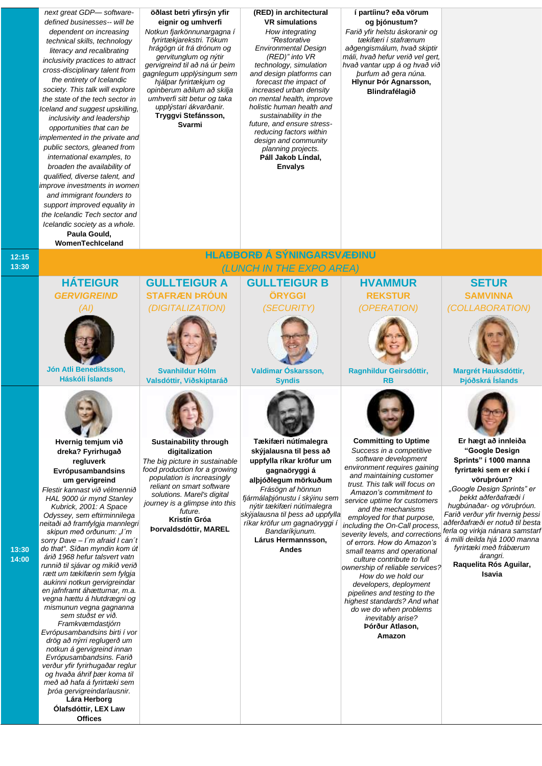| | | | | | |
|---|---|---|---|---|---|
| | *next great GDP— software-defined businesses-- will be dependent on increasing technical skills, technology literacy and recalibrating inclusivity practices to attract cross-disciplinary talent from the entirety of Icelandic society. This talk will explore the state of the tech sector in Iceland and suggest upskilling, inclusivity and leadership opportunities that can be implemented in the private and public sectors, gleaned from international examples, to broaden the availability of qualified, diverse talent, and improve investments in women and immigrant founders to support improved equality in the Icelandic Tech sector and Icelandic society as a whole.* **Paula Gould, WomenTechIceland** | **öðlast betri yfirsýn yfir eignir og umhverfi** *Notkun fjarkönnunargagna í fyrirtækjarekstri. Tökum hrágögn út frá drónum og gervitunglum og nýtir gervigreind til að ná úr þeim gagnlegum upplýsingum sem hjálpar fyrirtækjum og opinberum aðilum að skilja umhverfi sitt betur og taka upplýstari ákvarðanir.* **Tryggvi Stefánsson, Svarmi** | **(RED) in architectural VR simulations** *How integrating "Restorative Environmental Design (RED)" into VR technology, simulation and design platforms can forecast the impact of increased urban density on mental health, improve holistic human health and sustainability in the future, and ensure stress-reducing factors within design and community planning projects.* **Páll Jakob Líndal, Envalys** | **í partíinu? eða vörum og þjónustum?** *Farið yfir helstu áskoranir og tækifæri í stafrænum aðgengismálum, hvað skiptir máli, hvað hefur verið vel gert, hvað vantar upp á og hvað við þurfum að gera núna.* **Hlynur Þór Agnarsson, Blindrafélagið** | |
| 12:15 13:30 | **HLAÐBORÐ Á SÝNINGARSVÆÐINU** *(LUNCH IN THE EXPO AREA)* | | | | |
| | **HÁTEIGUR** **GERVIGREIND** *(AI)* **Jón Atli Benediktsson, Háskóli Íslands** | **GULLTEIGUR A** **STAFRÆN ÞRÓUN** *(DIGITALIZATION)* **Svanhildur Hólm Valsdóttir, Viðskiptaráð** | **GULLTEIGUR B** **ÖRYGGI** *(SECURITY)* **Valdimar Óskarsson, Syndis** | **HVAMMUR** **REKSTUR** *(OPERATION)* **Ragnhildur Geirsdóttir, RB** | **SETUR** **SAMVINNA** *(COLLABORATION)* **Margrét Hauksdóttir, Þjóðskrá Íslands** |
| 13:30 14:00 | **Hvernig temjum við dreka? Fyrirhugað regluverk Evrópusambandsins um gervigreind** *Flestir kannast við vélmennið HAL 9000 úr mynd Stanley Kubrick, 2001: A Space Odyssey, sem eftirminnilega neitaði að framfylgja mannlegri skipun með orðunum: „I´m sorry Dave – I´m afraid I can´t do that". Síðan myndin kom út árið 1968 hefur talsvert vatn runnið til sjávar og mikið verið rætt um tækifærin sem fylgja aukinni notkun gervigreindar en jafnframt áhætturnar, m.a. vegna hættu á hlutdrægni og mismunun vegna gagnanna sem stuðst er við. Framkvæmdastjórn Evrópusambandsins birti í vor drög að nýrri reglugerð um notkun á gervigreind innan Evrópusambandsins. Farið verður yfir fyrirhugaðar reglur og hvaða áhrif þær koma til með að hafa á fyrirtæki sem þróa gervigreindarlausnir.* **Lára Herborg Ólafsdóttir, LEX Law Offices** | **Sustainability through digitalization** *The big picture in sustainable food production for a growing population is increasingly reliant on smart software solutions. Marel's digital journey is a glimpse into this future.* **Kristín Gróa Þorvaldsdóttir, MAREL** | **Tækifæri nútímalegra skýjalausna til þess að uppfylla ríkar kröfur um gagnaöryggi á alþjóðlegum mörkuðum** *Frásögn af hönnun fjármálaþjónustu í skýinu sem nýtir tækifæri nútímalegra skýjalausna til þess að uppfylla ríkar kröfur um gagnaöryggi í Bandaríkjunum.* **Lárus Hermannsson, Andes** | **Committing to Uptime** *Success in a competitive software development environment requires gaining and maintaining customer trust. This talk will focus on Amazon's commitment to service uptime for customers and the mechanisms employed for that purpose, including the On-Call process, severity levels, and corrections of errors. How do Amazon's small teams and operational culture contribute to full ownership of reliable services? How do we hold our developers, deployment pipelines and testing to the highest standards? And what do we do when problems inevitably arise?* **Þórður Atlason, Amazon** | **Er hægt að innleiða "Google Design Sprints" í 1000 manna fyrirtæki sem er ekki í vöruþróun?** *„Google Design Sprints" er þekkt aðferðafræði í hugbúnaðar- og vöruþróun. Farið verður yfir hvernig þessi aðferðafræði er notuð til besta ferla og virkja nánara samstarf á milli deilda hjá 1000 manna fyrirtæki með frábærum árangri.* **Raquelita Rós Aguilar, Isavia** |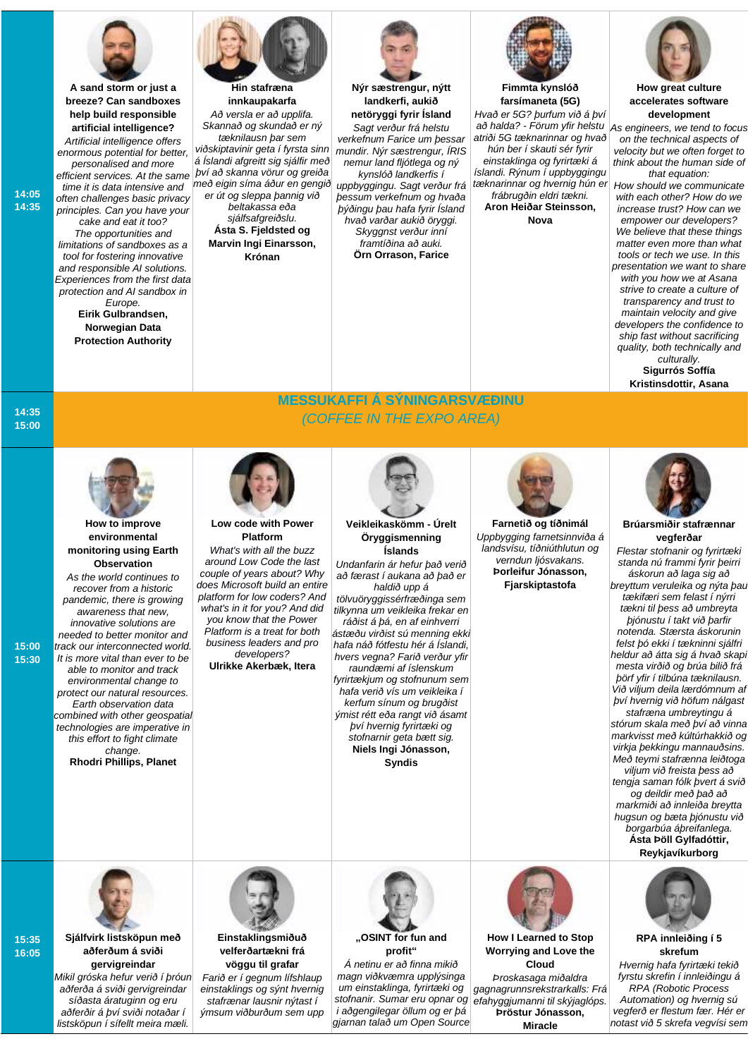| | | | | | |
|---|---|---|---|---|---|
| 14:05 14:35 | **A sand storm or just a breeze? Can sandboxes help build responsible artificial intelligence?** *Artificial intelligence offers enormous potential for better, personalised and more efficient services. At the same time it is data intensive and often challenges basic privacy principles. Can you have your cake and eat it too? The opportunities and limitations of sandboxes as a tool for fostering innovative and responsible AI solutions. Experiences from the first data protection and AI sandbox in Europe.* **Eirik Gulbrandsen, Norwegian Data Protection Authority** | **Hin stafræna innkaupakarfa** *Að versla er að upplifa. Skannað og skundað er ný tæknilausn þar sem viðskiptavinir geta í fyrsta sinn á Íslandi afgreitt sig sjálfir með því að skanna vörur og greiða með eigin síma áður en gengið er út og sleppa þannig við beltakassa eða sjálfsafgreiðslu.* **Ásta S. Fjeldsted og Marvin Ingi Einarsson, Krónan** | **Nýr sæstrengur, nýtt landkerfi, aukið netöryggi fyrir Ísland** *Sagt verður frá helstu verkefnum Farice um þessar mundir. Nýr sæstrengur, ÍRIS nemur land fljótlega og ný kynslóð landkerfis í uppbyggingu. Sagt verður frá þessum verkefnum og hvaða þýðingu þau hafa fyrir Ísland hvað varðar aukið öryggi. Skyggnst verður inní framtíðina að auki.* **Örn Orrason, Farice** | **Fimmta kynslóð farsímaneta (5G)** *Hvað er 5G? Þurfum við á því að halda? - Förum yfir helstu atriði 5G tæknarinnar og hvað hún ber í skauti sér fyrir einstaklinga og fyrirtæki á Íslandi. Rýnum í uppbyggingu tæknarinnar og hvernig hún er frábrugðin eldri tækni.* **Aron Heiðar Steinsson, Nova** | **How great culture accelerates software development** *As engineers, we tend to focus on the technical aspects of velocity but we often forget to think about the human side of that equation: How should we communicate with each other? How do we increase trust? How can we empower our developers? We believe that these things matter even more than what tools or tech we use. In this presentation we want to share with you how we at Asana strive to create a culture of transparency and trust to maintain velocity and give developers the confidence to ship fast without sacrificing quality, both technically and culturally.* **Sigurrós Soffía Kristinsdottir, Asana** |
| 14:35 15:00 | **MESSUKAFFI Á SÝNINGARSVÆÐINU** *(COFFEE IN THE EXPO AREA)* | | | | |
| 15:00 15:30 | **How to improve environmental monitoring using Earth Observation** *As the world continues to recover from a historic pandemic, there is growing awareness that new, innovative solutions are needed to better monitor and track our interconnected world. It is more vital than ever to be able to monitor and track environmental change to protect our natural resources. Earth observation data combined with other geospatial technologies are imperative in this effort to fight climate change.* **Rhodri Phillips, Planet** | **Low code with Power Platform** *What's with all the buzz around Low Code the last couple of years about? Why does Microsoft build an entire platform for low coders? And what's in it for you? And did you know that the Power Platform is a treat for both business leaders and pro developers?* **Ulrikke Akerbæk, Itera** | **Veikleikaskömm - Úrelt Öryggismenning Íslands** *Undanfarin ár hefur það verið að færast í aukana að það er haldið upp á tölvuöryggissérfræðinga sem tilkynna um veikleika frekar en ráðist á þá, en af einhverri ástæðu virðist sú menning ekki hafa náð fótfestu hér á Íslandi, hvers vegna? Farið verður yfir raundæmi af íslenskum fyrirtækjum og stofnunum sem hafa verið vís um veikleika í kerfum sínum og brugðist ýmist rétt eða rangt við ásamt því hvernig fyrirtæki og stofnanir geta bætt sig.* **Niels Ingi Jónasson, Syndis** | **Farnetið og tíðnimál** *Uppbygging farnetsinnviða á landsvísu, tíðniúthlutun og verndun ljósvakans.* **Þorleifur Jónasson, Fjarskiptastofa** | **Brúarsmiðir stafrænnar vegferðar** *Flestar stofnanir og fyrirtæki standa nú frammi fyrir þeirri áskorun að laga sig að breyttum veruleika og nýta þau tækifæri sem felast í nýrri tækni til þess að umbreyta þjónustu í takt við þarfir notenda. Stærsta áskorunin felst þó ekki í tækninni sjálfri heldur að átta sig á hvað skapi mesta virðið og brúa bilið frá þörf yfir í tilbúna tæknilausn. Við viljum deila lærdómnum af því hvernig við höfum nálgast stafræna umbreytingu á stórum skala með því að vinna markvisst með kúltúrhakkið og virkja þekkingu mannauðsins. Með teymi stafrænna leiðtoga viljum við freista þess að tengja saman fólk þvert á svið og deildir með það að markmiði að innleiða breytta hugsun og bæta þjónustu við borgarbúa ábreifanlega.* **Ásta Þöll Gylfadóttir, Reykjavíkurborg** |
| 15:35 16:05 | **Sjálfvirk listsköpun með aðferðum á sviði gervigreindar** *Mikil gróska hefur verið í þróun aðferða á sviði gervigreindar síðasta áratuginn og eru aðferðir á því sviði notaðar í listsköpun í sífellt meira mæli.* | **Einstaklingsmiðuð velferðartækni frá vöggu til grafar** *Farið er í gegnum lífshlaup einstaklings og sýnt hvernig stafrænar lausnir nýtast í ýmsum viðburðum sem upp* | **„OSINT for fun and profit"** *Á netinu er að finna mikið magn viðkvæmra upplýsinga um einstaklinga, fyrirtæki og stofnanir. Sumar eru opnar og í aðgengilegar öllum og er þá gjarnan talað um Open Source* | **How I Learned to Stop Worrying and Love the Cloud** *Þroskasaga miðaldra gagnagrunnsrekstrarkalls: Frá efahyggjumanni til skýjaglóps.* **Þröstur Jónasson, Miracle** | **RPA innleiðing í 5 skrefum** *Hvernig hafa fyrirtæki tekið fyrstu skrefin í innleiðingu á RPA (Robotic Process Automation) og hvernig sú vegferð er flestum fær. Hér er notast við 5 skrefa vegvísi sem* |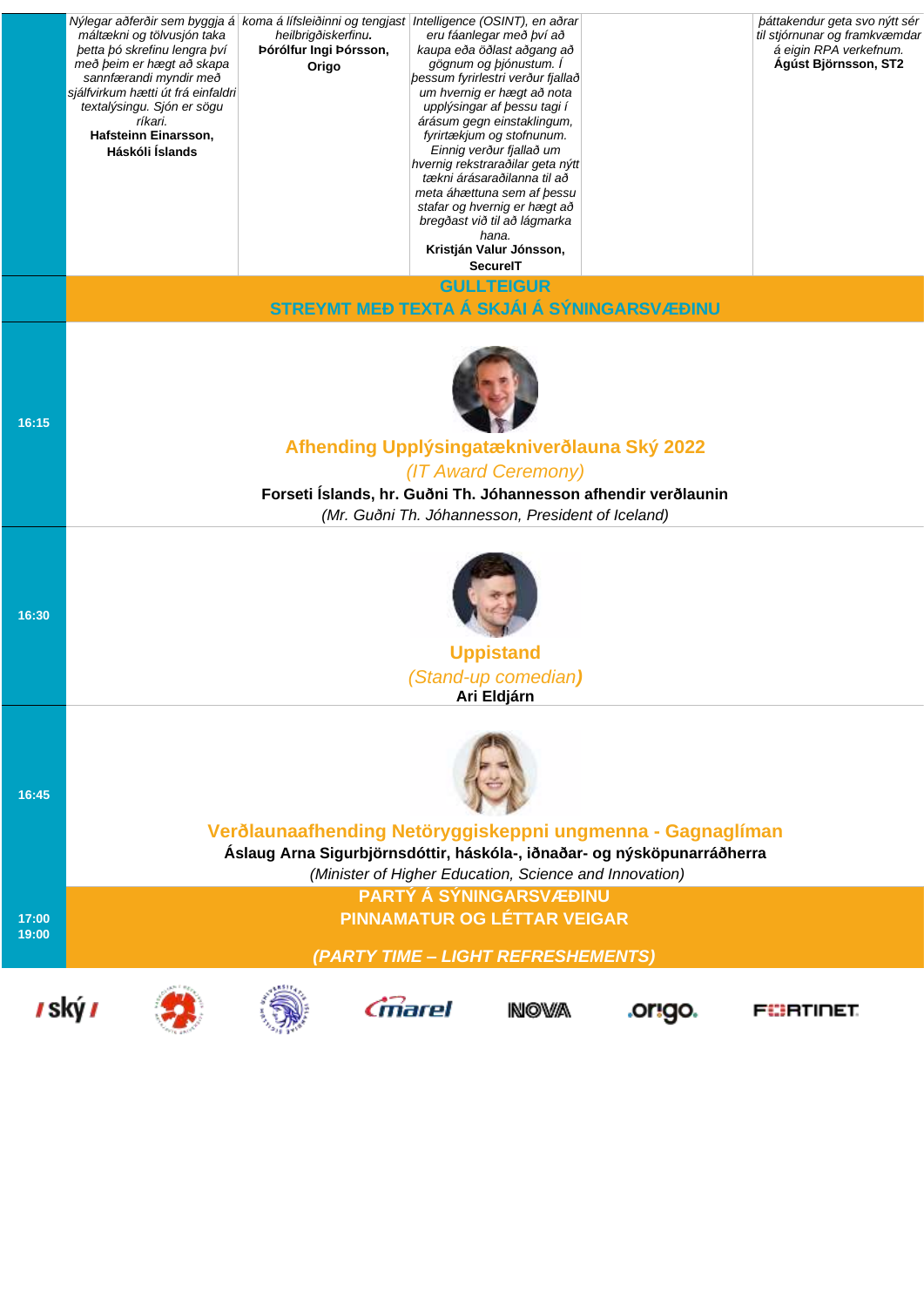| | | | | | |
|---|---|---|---|---|---|
| | *Nýlegar aðferðir sem byggja á máltækni og tölvusjón taka þetta þó skrefinu lengra því með þeim er hægt að skapa sannfærandi myndir með sjálfvirkum hætti út frá einfaldri textalýsingu. Sjón er sögu ríkari.* **Hafsteinn Einarsson, Háskóli Íslands** | *koma á lífsleiðinni og tengjast heilbrigðiskerfinu.* **Þórólfur Ingi Þórsson, Origo** | *Intelligence (OSINT), en aðrar eru fáanlegar með því að kaupa eða öðlast aðgang að gögnum og þjónustum. Í þessum fyrirlestri verður fjallað um hvernig er hægt að nota upplýsingar af þessu tagi í árásum gegn einstaklingum, fyrirtækjum og stofnunum. Einnig verður fjallað um hvernig rekstraraðilar geta nýtt tækni árásaraðilanna til að meta áhættuna sem af þessu stafar og hvernig er hægt að bregðast við til að lágmarka hana.* **Kristján Valur Jónsson, SecureIT** | | *þátttakendur geta svo nýtt sér til stjórnunar og framkvæmdar á eigin RPA verkefnum.* **Ágúst Björnsson, ST2** |

**GULLTEIGUR**
**STREYMT MEÐ TEXTA Á SKJÁI Á SÝNINGARSVÆÐINU**

**16:15**

**Afhending Upplýsingatækniverðlauna Ský 2022**
*(IT Award Ceremony)*
**Forseti Íslands, hr. Guðni Th. Jóhannesson afhendir verðlaunin**
*(Mr. Guðni Th. Jóhannesson, President of Iceland)*

**16:30**

**Uppistand**
*(Stand-up comedian)*
**Ari Eldjárn**

**16:45**

**Verðlaunaafhending Netöryggiskeppni ungmenna - Gagnaglíman**
**Áslaug Arna Sigurbjörnsdóttir, háskóla-, iðnaðar- og nýsköpunarráðherra**
*(Minister of Higher Education, Science and Innovation)*

**17:00**
**19:00**

**PARTÝ Á SÝNINGARSVÆÐINU**
**PINNAMATUR OG LÉTTAR VEIGAR**

***(PARTY TIME – LIGHT REFRESHEMENTS)***

ský marel NOVA origo. FORTINET